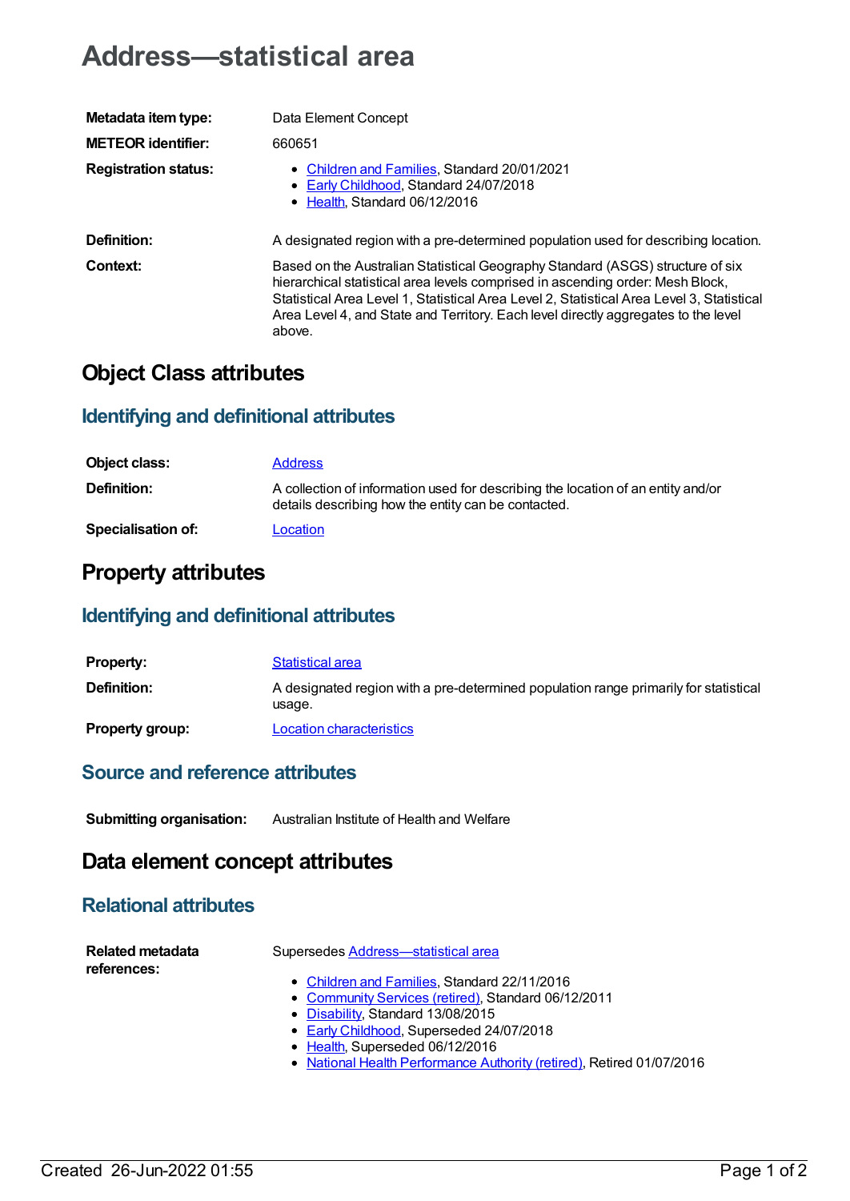# Address—statistical area

| | |
|---|---|
| **Metadata item type:** | Data Element Concept |
| **METEOR identifier:** | 660651 |
| **Registration status:** | • Children and Families, Standard 20/01/2021<br>• Early Childhood, Standard 24/07/2018<br>• Health, Standard 06/12/2016 |
| **Definition:** | A designated region with a pre-determined population used for describing location. |
| **Context:** | Based on the Australian Statistical Geography Standard (ASGS) structure of six hierarchical statistical area levels comprised in ascending order: Mesh Block, Statistical Area Level 1, Statistical Area Level 2, Statistical Area Level 3, Statistical Area Level 4, and State and Territory. Each level directly aggregates to the level above. |

## Object Class attributes

### Identifying and definitional attributes

| | |
|---|---|
| **Object class:** | Address |
| **Definition:** | A collection of information used for describing the location of an entity and/or details describing how the entity can be contacted. |
| **Specialisation of:** | Location |

## Property attributes

### Identifying and definitional attributes

| | |
|---|---|
| **Property:** | Statistical area |
| **Definition:** | A designated region with a pre-determined population range primarily for statistical usage. |
| **Property group:** | Location characteristics |

### Source and reference attributes

| | |
|---|---|
| **Submitting organisation:** | Australian Institute of Health and Welfare |

## Data element concept attributes

### Relational attributes

**Related metadata references:**

Supersedes Address—statistical area

- Children and Families, Standard 22/11/2016
- Community Services (retired), Standard 06/12/2011
- Disability, Standard 13/08/2015
- Early Childhood, Superseded 24/07/2018
- Health, Superseded 06/12/2016
- National Health Performance Authority (retired), Retired 01/07/2016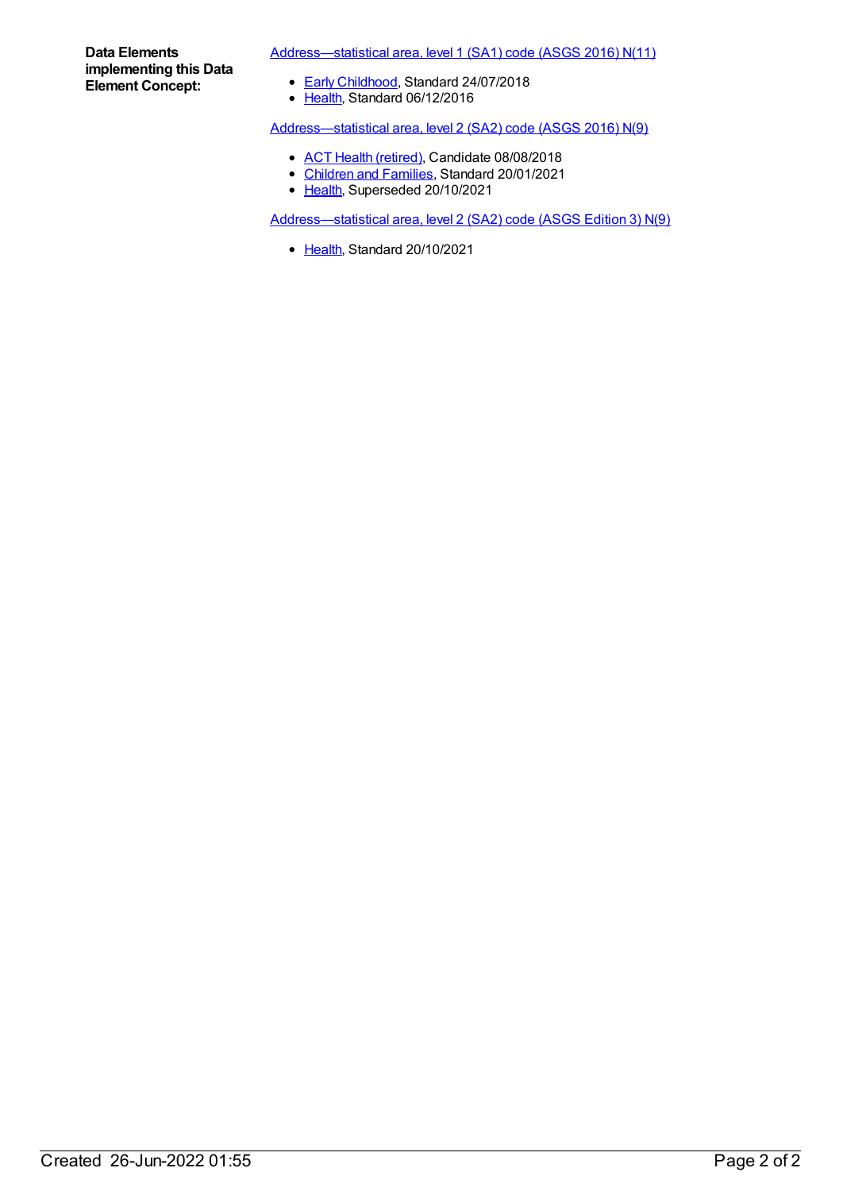**Data Elements implementing this Data Element Concept:**

Address—statistical area, level 1 (SA1) code (ASGS 2016) N(11)

- Early Childhood, Standard 24/07/2018
- Health, Standard 06/12/2016

Address—statistical area, level 2 (SA2) code (ASGS 2016) N(9)

- ACT Health (retired), Candidate 08/08/2018
- Children and Families, Standard 20/01/2021
- Health, Superseded 20/10/2021

Address—statistical area, level 2 (SA2) code (ASGS Edition 3) N(9)

- Health, Standard 20/10/2021